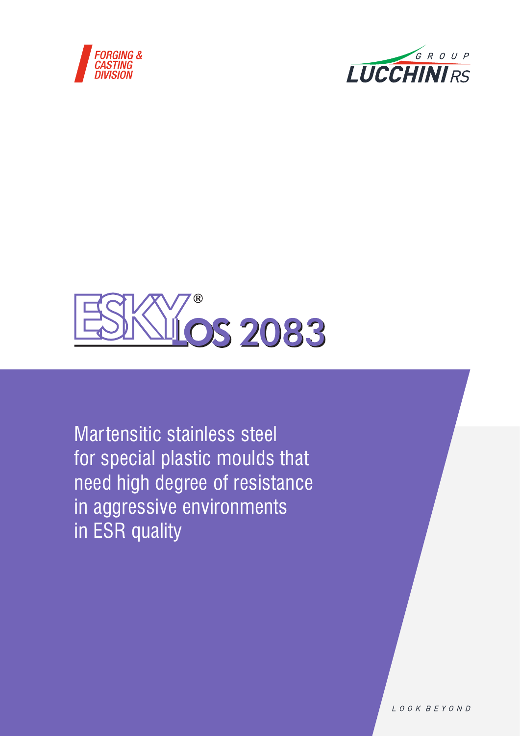FORGING & CASTING DIVISION

GROUP LUCCHINI RS

# ESKYLOS 2083

Martensitic stainless steel for special plastic moulds that need high degree of resistance in aggressive environments in ESR quality

LOOK BEYOND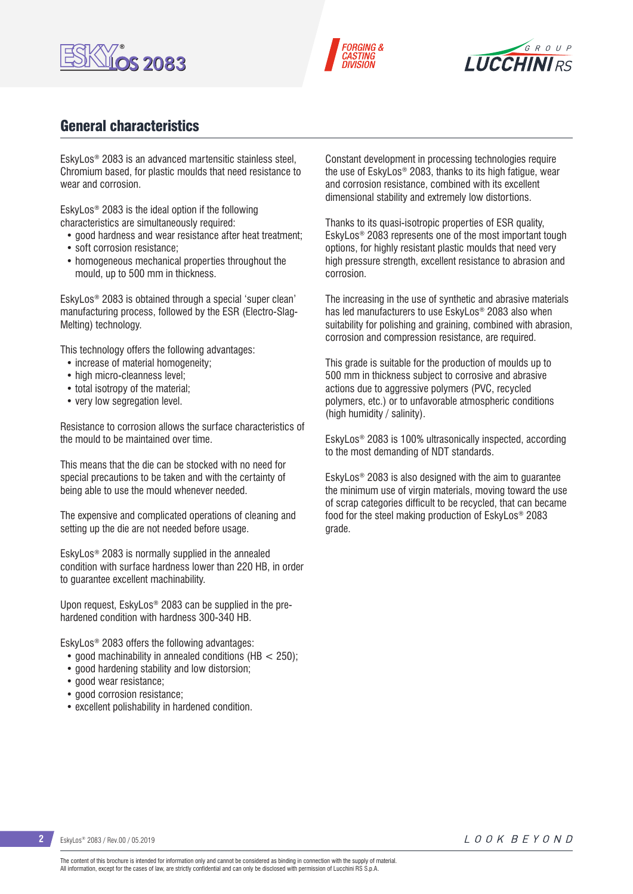## General characteristics

EskyLos® 2083 is an advanced martensitic stainless steel, Chromium based, for plastic moulds that need resistance to wear and corrosion.

EskyLos® 2083 is the ideal option if the following characteristics are simultaneously required:

- good hardness and wear resistance after heat treatment;
- soft corrosion resistance;
- homogeneous mechanical properties throughout the mould, up to 500 mm in thickness.

EskyLos® 2083 is obtained through a special 'super clean' manufacturing process, followed by the ESR (Electro-Slag-Melting) technology.

This technology offers the following advantages:

- increase of material homogeneity;
- high micro-cleanness level;
- total isotropy of the material;
- very low segregation level.

Resistance to corrosion allows the surface characteristics of the mould to be maintained over time.

This means that the die can be stocked with no need for special precautions to be taken and with the certainty of being able to use the mould whenever needed.

The expensive and complicated operations of cleaning and setting up the die are not needed before usage.

EskyLos® 2083 is normally supplied in the annealed condition with surface hardness lower than 220 HB, in order to guarantee excellent machinability.

Upon request, EskyLos® 2083 can be supplied in the pre-hardened condition with hardness 300-340 HB.

EskyLos® 2083 offers the following advantages:

- good machinability in annealed conditions (HB < 250);
- good hardening stability and low distorsion;
- good wear resistance;
- good corrosion resistance;
- excellent polishability in hardened condition.

Constant development in processing technologies require the use of EskyLos® 2083, thanks to its high fatigue, wear and corrosion resistance, combined with its excellent dimensional stability and extremely low distortions.

Thanks to its quasi-isotropic properties of ESR quality, EskyLos® 2083 represents one of the most important tough options, for highly resistant plastic moulds that need very high pressure strength, excellent resistance to abrasion and corrosion.

The increasing in the use of synthetic and abrasive materials has led manufacturers to use EskyLos® 2083 also when suitability for polishing and graining, combined with abrasion, corrosion and compression resistance, are required.

This grade is suitable for the production of moulds up to 500 mm in thickness subject to corrosive and abrasive actions due to aggressive polymers (PVC, recycled polymers, etc.) or to unfavorable atmospheric conditions (high humidity / salinity).

EskyLos® 2083 is 100% ultrasonically inspected, according to the most demanding of NDT standards.

EskyLos® 2083 is also designed with the aim to guarantee the minimum use of virgin materials, moving toward the use of scrap categories difficult to be recycled, that can became food for the steel making production of EskyLos® 2083 grade.

The content of this brochure is intended for information only and cannot be considered as binding in connection with the supply of material.
All information, except for the cases of law, are strictly confidential and can only be disclosed with permission of Lucchini RS S.p.A.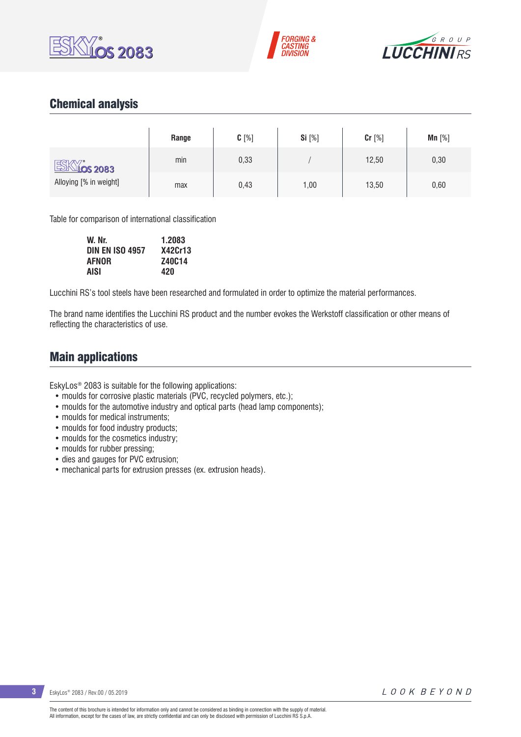## Chemical analysis

| | Range | C [%] | Si [%] | Cr [%] | Mn [%] |
|---|---|---|---|---|---|
| ESKYLOS 2083 | min | 0,33 | / | 12,50 | 0,30 |
| Alloying [% in weight] | max | 0,43 | 1,00 | 13,50 | 0,60 |

Table for comparison of international classification

| | |
|---|---|
| **W. Nr.** | **1.2083** |
| **DIN EN ISO 4957** | **X42Cr13** |
| **AFNOR** | **Z40C14** |
| **AISI** | **420** |

Lucchini RS's tool steels have been researched and formulated in order to optimize the material performances.

The brand name identifies the Lucchini RS product and the number evokes the Werkstoff classification or other means of reflecting the characteristics of use.

## Main applications

EskyLos® 2083 is suitable for the following applications:

- moulds for corrosive plastic materials (PVC, recycled polymers, etc.);
- moulds for the automotive industry and optical parts (head lamp components);
- moulds for medical instruments;
- moulds for food industry products;
- moulds for the cosmetics industry;
- moulds for rubber pressing;
- dies and gauges for PVC extrusion;
- mechanical parts for extrusion presses (ex. extrusion heads).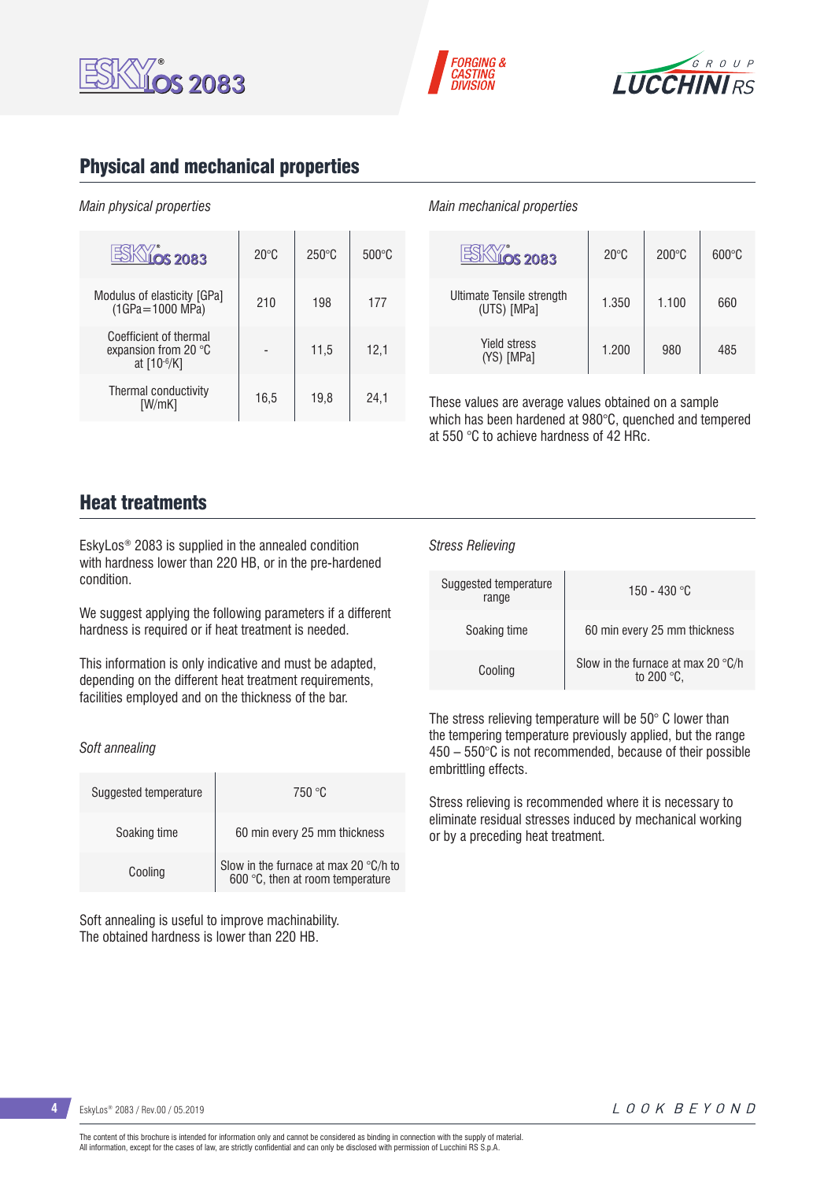## Physical and mechanical properties

*Main physical properties*

| ESKYLOS 2083 | 20°C | 250°C | 500°C |
|---|---|---|---|
| Modulus of elasticity [GPa] (1GPa=1000 MPa) | 210 | 198 | 177 |
| Coefficient of thermal expansion from 20 °C at [$10^{-6}$/K] | - | 11,5 | 12,1 |
| Thermal conductivity [W/mK] | 16,5 | 19,8 | 24,1 |

*Main mechanical properties*

| ESKYLOS 2083 | 20°C | 200°C | 600°C |
|---|---|---|---|
| Ultimate Tensile strength (UTS) [MPa] | 1.350 | 1.100 | 660 |
| Yield stress (YS) [MPa] | 1.200 | 980 | 485 |

These values are average values obtained on a sample which has been hardened at 980°C, quenched and tempered at 550 °C to achieve hardness of 42 HRc.

## Heat treatments

EskyLos® 2083 is supplied in the annealed condition with hardness lower than 220 HB, or in the pre-hardened condition.

We suggest applying the following parameters if a different hardness is required or if heat treatment is needed.

This information is only indicative and must be adapted, depending on the different heat treatment requirements, facilities employed and on the thickness of the bar.

*Soft annealing*

| Suggested temperature | 750 °C |
|---|---|
| Soaking time | 60 min every 25 mm thickness |
| Cooling | Slow in the furnace at max 20 °C/h to 600 °C, then at room temperature |

Soft annealing is useful to improve machinability.
The obtained hardness is lower than 220 HB.

*Stress Relieving*

| Suggested temperature range | 150 - 430 °C |
|---|---|
| Soaking time | 60 min every 25 mm thickness |
| Cooling | Slow in the furnace at max 20 °C/h to 200 °C, |

The stress relieving temperature will be 50° C lower than the tempering temperature previously applied, but the range 450 – 550°C is not recommended, because of their possible embrittling effects.

Stress relieving is recommended where it is necessary to eliminate residual stresses induced by mechanical working or by a preceding heat treatment.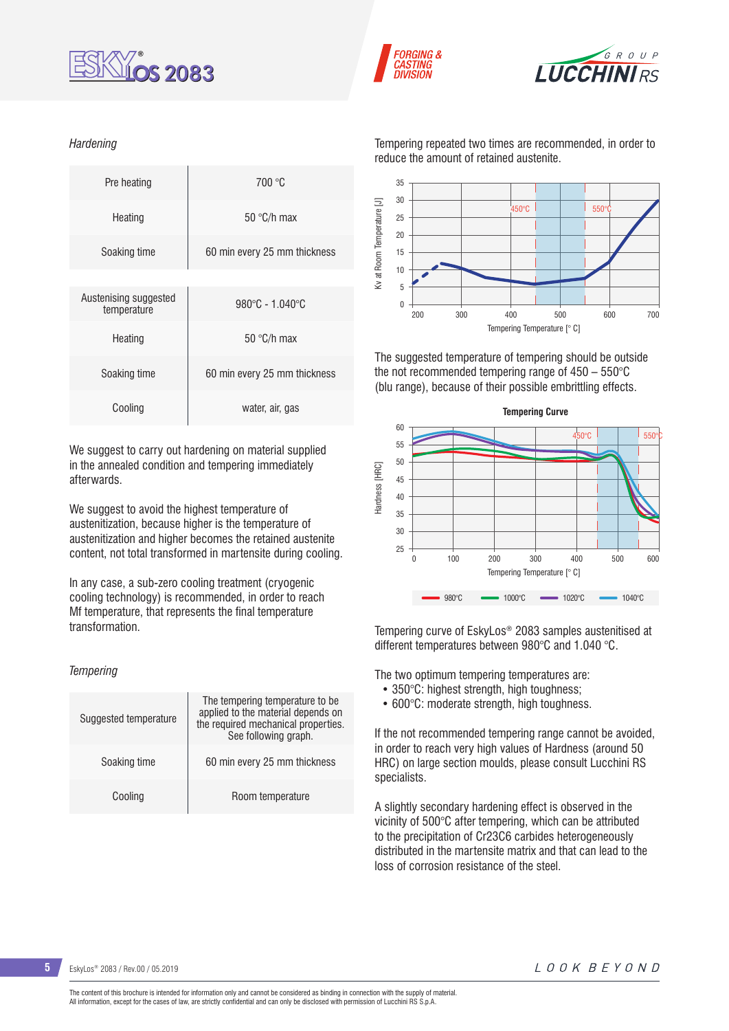*Hardening*

| Pre heating | 700 °C |
|---|---|
| Heating | 50 °C/h max |
| Soaking time | 60 min every 25 mm thickness |

| Austenising suggested temperature | 980°C - 1.040°C |
|---|---|
| Heating | 50 °C/h max |
| Soaking time | 60 min every 25 mm thickness |
| Cooling | water, air, gas |

We suggest to carry out hardening on material supplied in the annealed condition and tempering immediately afterwards.

We suggest to avoid the highest temperature of austenitization, because higher is the temperature of austenitization and higher becomes the retained austenite content, not total transformed in martensite during cooling.

In any case, a sub-zero cooling treatment (cryogenic cooling technology) is recommended, in order to reach Mf temperature, that represents the final temperature transformation.

*Tempering*

| Suggested temperature | The tempering temperature to be applied to the material depends on the required mechanical properties. See following graph. |
|---|---|
| Soaking time | 60 min every 25 mm thickness |
| Cooling | Room temperature |

Tempering repeated two times are recommended, in order to reduce the amount of retained austenite.

The suggested temperature of tempering should be outside the not recommended tempering range of 450 – 550°C (blu range), because of their possible embrittling effects.

Tempering curve of EskyLos® 2083 samples austenitised at different temperatures between 980°C and 1.040 °C.

The two optimum tempering temperatures are:

- 350°C: highest strength, high toughness;
- 600°C: moderate strength, high toughness.

If the not recommended tempering range cannot be avoided, in order to reach very high values of Hardness (around 50 HRC) on large section moulds, please consult Lucchini RS specialists.

A slightly secondary hardening effect is observed in the vicinity of 500°C after tempering, which can be attributed to the precipitation of $Cr_{23}C_6$ carbides heterogeneously distributed in the martensite matrix and that can lead to the loss of corrosion resistance of the steel.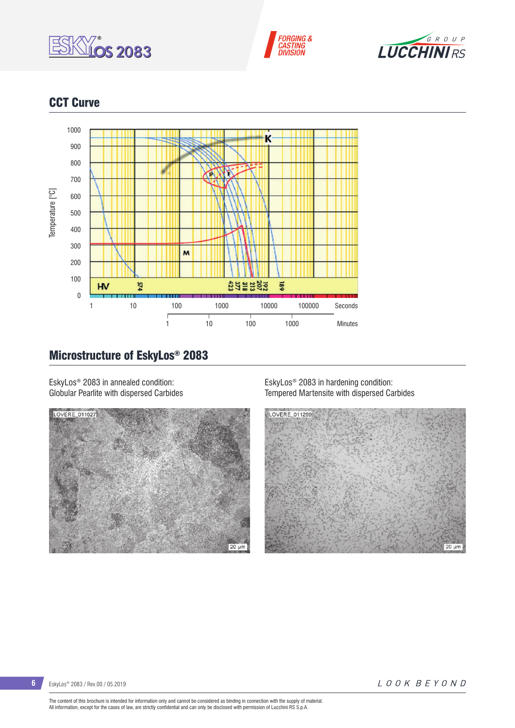## CCT Curve

## Microstructure of EskyLos® 2083

EskyLos® 2083 in annealed condition:
Globular Pearlite with dispersed Carbides

EskyLos® 2083 in hardening condition:
Tempered Martensite with dispersed Carbides

The content of this brochure is intended for information only and cannot be considered as binding in connection with the supply of material.
All information, except for the cases of law, are strictly confidential and can only be disclosed with permission of Lucchini RS S.p.A.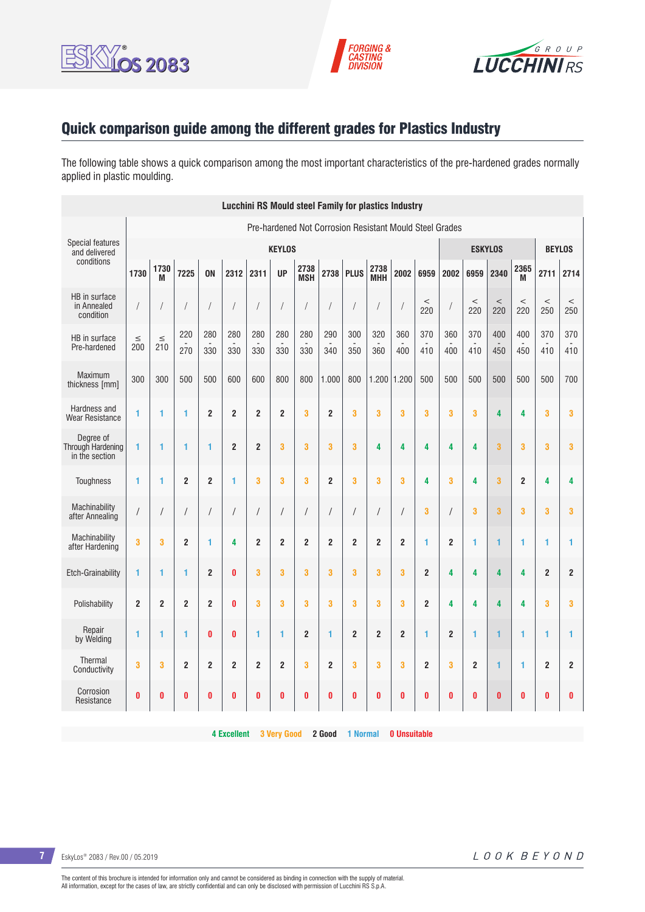## Quick comparison guide among the different grades for Plastics Industry

The following table shows a quick comparison among the most important characteristics of the pre-hardened grades normally applied in plastic moulding.

| Lucchini RS Mould steel Family for plastics Industry | | | | | | | | | | | | | | | | | | | | |
|---|---|---|---|---|---|---|---|---|---|---|---|---|---|---|---|---|---|---|---|---|
| Special features and delivered conditions | Pre-hardened Not Corrosion Resistant Mould Steel Grades | | | | | | | | | | | | | | | | | | | |
| | KEYLOS | | | | | | | | | | | | | ESKYLOS | | | | BEYLOS | |
| | 1730 | 1730 M | 7225 | ON | 2312 | 2311 | UP | 2738 MSH | 2738 | PLUS | 2738 MHH | 2002 | 6959 | 2002 | 6959 | 2340 | 2365 M | 2711 | 2714 |
| HB in surface in Annealed condition | / | / | / | / | / | / | / | / | / | / | / | / | < 220 | / | < 220 | < 220 | < 220 | < 250 | < 250 |
| HB in surface Pre-hardened | ≤ 200 | ≤ 210 | 220 - 270 | 280 - 330 | 280 - 330 | 280 - 330 | 280 - 330 | 280 - 330 | 290 - 340 | 300 - 350 | 320 - 360 | 360 - 400 | 370 - 410 | 360 - 400 | 370 - 410 | 400 - 450 | 400 - 450 | 370 - 410 | 370 - 410 |
| Maximum thickness [mm] | 300 | 300 | 500 | 500 | 600 | 600 | 800 | 800 | 1.000 | 800 | 1.200 | 1.200 | 500 | 500 | 500 | 500 | 500 | 500 | 700 |
| Hardness and Wear Resistance | 1 | 1 | 1 | 2 | 2 | 2 | 2 | 3 | 2 | 3 | 3 | 3 | 3 | 3 | 3 | 4 | 4 | 3 | 3 |
| Degree of Through Hardening in the section | 1 | 1 | 1 | 1 | 2 | 2 | 3 | 3 | 3 | 3 | 4 | 4 | 4 | 4 | 4 | 3 | 3 | 3 | 3 |
| Toughness | 1 | 1 | 2 | 2 | 1 | 3 | 3 | 3 | 2 | 3 | 3 | 3 | 4 | 3 | 4 | 3 | 2 | 4 | 4 |
| Machinability after Annealing | / | / | / | / | / | / | / | / | / | / | / | / | 3 | / | 3 | 3 | 3 | 3 | 3 |
| Machinability after Hardening | 3 | 3 | 2 | 1 | 4 | 2 | 2 | 2 | 2 | 2 | 2 | 2 | 1 | 2 | 1 | 1 | 1 | 1 | 1 |
| Etch-Grainability | 1 | 1 | 1 | 2 | 0 | 3 | 3 | 3 | 3 | 3 | 3 | 3 | 2 | 4 | 4 | 4 | 4 | 2 | 2 |
| Polishability | 2 | 2 | 2 | 2 | 0 | 3 | 3 | 3 | 3 | 3 | 3 | 3 | 2 | 4 | 4 | 4 | 4 | 3 | 3 |
| Repair by Welding | 1 | 1 | 1 | 0 | 0 | 1 | 1 | 2 | 1 | 2 | 2 | 2 | 1 | 2 | 1 | 1 | 1 | 1 | 1 |
| Thermal Conductivity | 3 | 3 | 2 | 2 | 2 | 2 | 2 | 3 | 2 | 3 | 3 | 3 | 2 | 3 | 2 | 1 | 1 | 2 | 2 |
| Corrosion Resistance | 0 | 0 | 0 | 0 | 0 | 0 | 0 | 0 | 0 | 0 | 0 | 0 | 0 | 0 | 0 | 0 | 0 | 0 | 0 |

4 Excellent &nbsp; 3 Very Good &nbsp; 2 Good &nbsp; 1 Normal &nbsp; 0 Unsuitable

EskyLos® 2083 / Rev.00 / 05.2019

The content of this brochure is intended for information only and cannot be considered as binding in connection with the supply of material.
All information, except for the cases of law, are strictly confidential and can only be disclosed with permission of Lucchini RS S.p.A.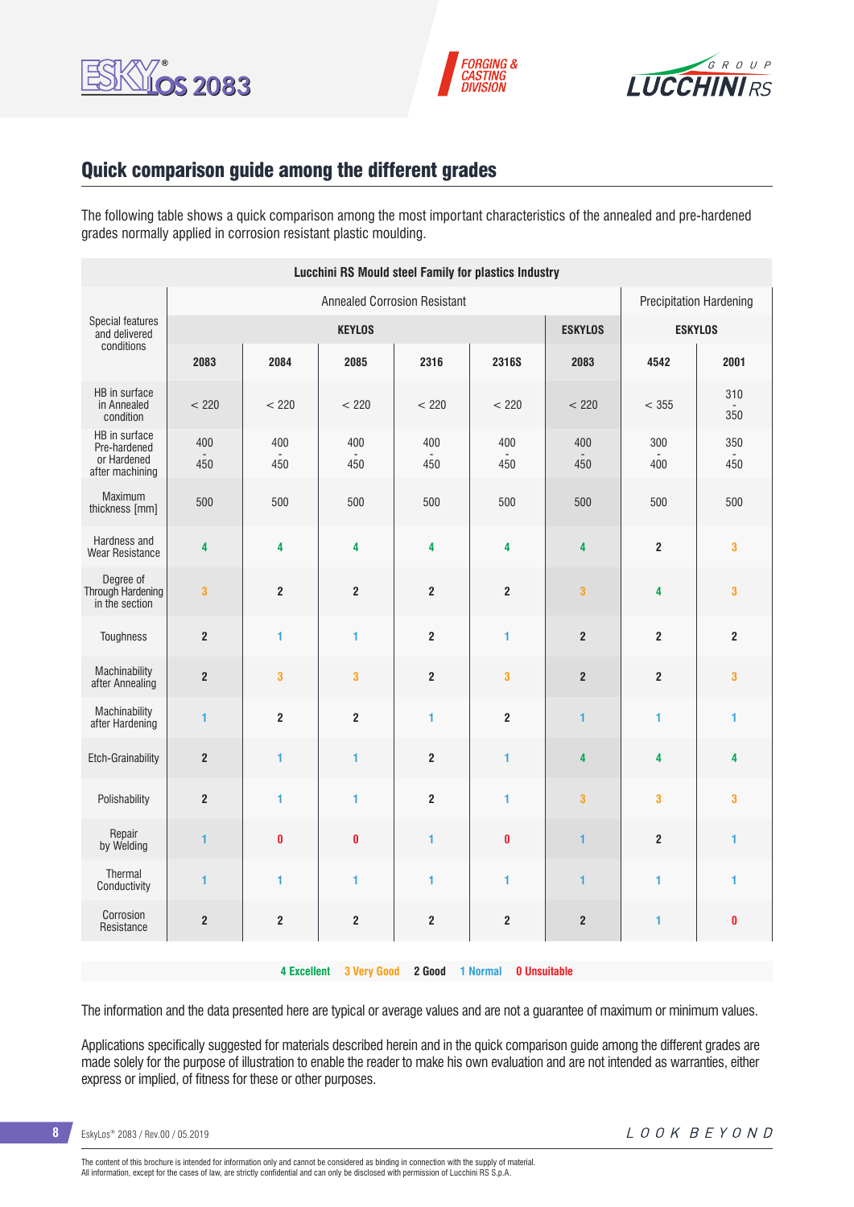## Quick comparison guide among the different grades

The following table shows a quick comparison among the most important characteristics of the annealed and pre-hardened grades normally applied in corrosion resistant plastic moulding.

| Lucchini RS Mould steel Family for plastics Industry | | | | | | | | |
|---|---|---|---|---|---|---|---|---|
| Special features and delivered conditions | Annealed Corrosion Resistant | | | | | | Precipitation Hardening | |
| | KEYLOS | | | | | ESKYLOS | ESKYLOS | |
| | **2083** | **2084** | **2085** | **2316** | **2316S** | **2083** | **4542** | **2001** |
| HB in surface in Annealed condition | < 220 | < 220 | < 220 | < 220 | < 220 | < 220 | < 355 | 310 - 350 |
| HB in surface Pre-hardened or Hardened after machining | 400 - 450 | 400 - 450 | 400 - 450 | 400 - 450 | 400 - 450 | 400 - 450 | 300 - 400 | 350 - 450 |
| Maximum thickness [mm] | 500 | 500 | 500 | 500 | 500 | 500 | 500 | 500 |
| Hardness and Wear Resistance | 4 | 4 | 4 | 4 | 4 | 4 | 2 | 3 |
| Degree of Through Hardening in the section | 3 | 2 | 2 | 2 | 2 | 3 | 4 | 3 |
| Toughness | 2 | 1 | 1 | 2 | 1 | 2 | 2 | 2 |
| Machinability after Annealing | 2 | 3 | 3 | 2 | 3 | 2 | 2 | 3 |
| Machinability after Hardening | 1 | 2 | 2 | 1 | 2 | 1 | 1 | 1 |
| Etch-Grainability | 2 | 1 | 1 | 2 | 1 | 4 | 4 | 4 |
| Polishability | 2 | 1 | 1 | 2 | 1 | 3 | 3 | 3 |
| Repair by Welding | 1 | 0 | 0 | 1 | 0 | 1 | 2 | 1 |
| Thermal Conductivity | 1 | 1 | 1 | 1 | 1 | 1 | 1 | 1 |
| Corrosion Resistance | 2 | 2 | 2 | 2 | 2 | 2 | 1 | 0 |

**4 Excellent** **3 Very Good** **2 Good** **1 Normal** **0 Unsuitable**

The information and the data presented here are typical or average values and are not a guarantee of maximum or minimum values.

Applications specifically suggested for materials described herein and in the quick comparison guide among the different grades are made solely for the purpose of illustration to enable the reader to make his own evaluation and are not intended as warranties, either express or implied, of fitness for these or other purposes.

The content of this brochure is intended for information only and cannot be considered as binding in connection with the supply of material.
All information, except for the cases of law, are strictly confidential and can only be disclosed with permission of Lucchini RS S.p.A.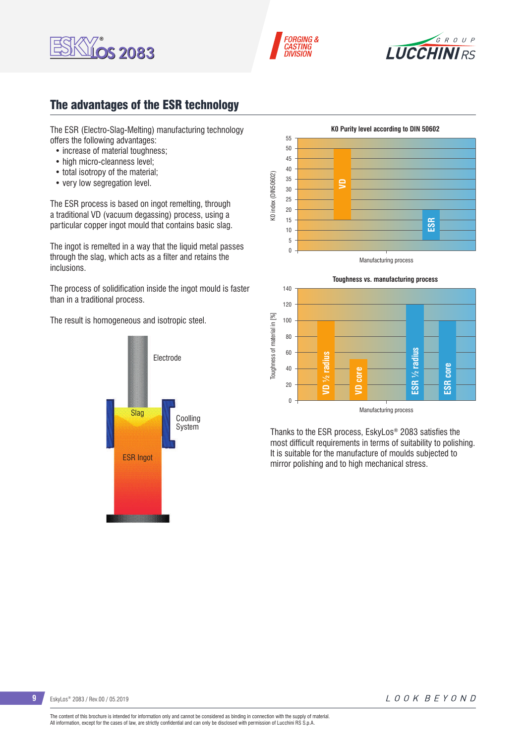## The advantages of the ESR technology

The ESR (Electro-Slag-Melting) manufacturing technology offers the following advantages:

- increase of material toughness;
- high micro-cleanness level;
- total isotropy of the material;
- very low segregation level.

The ESR process is based on ingot remelting, through a traditional VD (vacuum degassing) process, using a particular copper ingot mould that contains basic slag.

The ingot is remelted in a way that the liquid metal passes through the slag, which acts as a filter and retains the inclusions.

The process of solidification inside the ingot mould is faster than in a traditional process.

The result is homogeneous and isotropic steel.

Electrode

Slag

Coolling System

ESR Ingot

**KO Purity level according to DIN 50602**

KO index (DIN50602)

| Manufacturing process | KO index |
|---|---|
| VD | 50 |
| ESR | 15 |

**Toughness vs. manufacturing process**

Toughness of material in [%]

| Manufacturing process | Toughness of material in [%] |
|---|---|
| VD ½ radius | 100 |
| VD core | 52 |
| ESR ½ radius | 120 |
| ESR core | 100 |

Thanks to the ESR process, EskyLos® 2083 satisfies the most difficult requirements in terms of suitability to polishing. It is suitable for the manufacture of moulds subjected to mirror polishing and to high mechanical stress.

The content of this brochure is intended for information only and cannot be considered as binding in connection with the supply of material.
All information, except for the cases of law, are strictly confidential and can only be disclosed with permission of Lucchini RS S.p.A.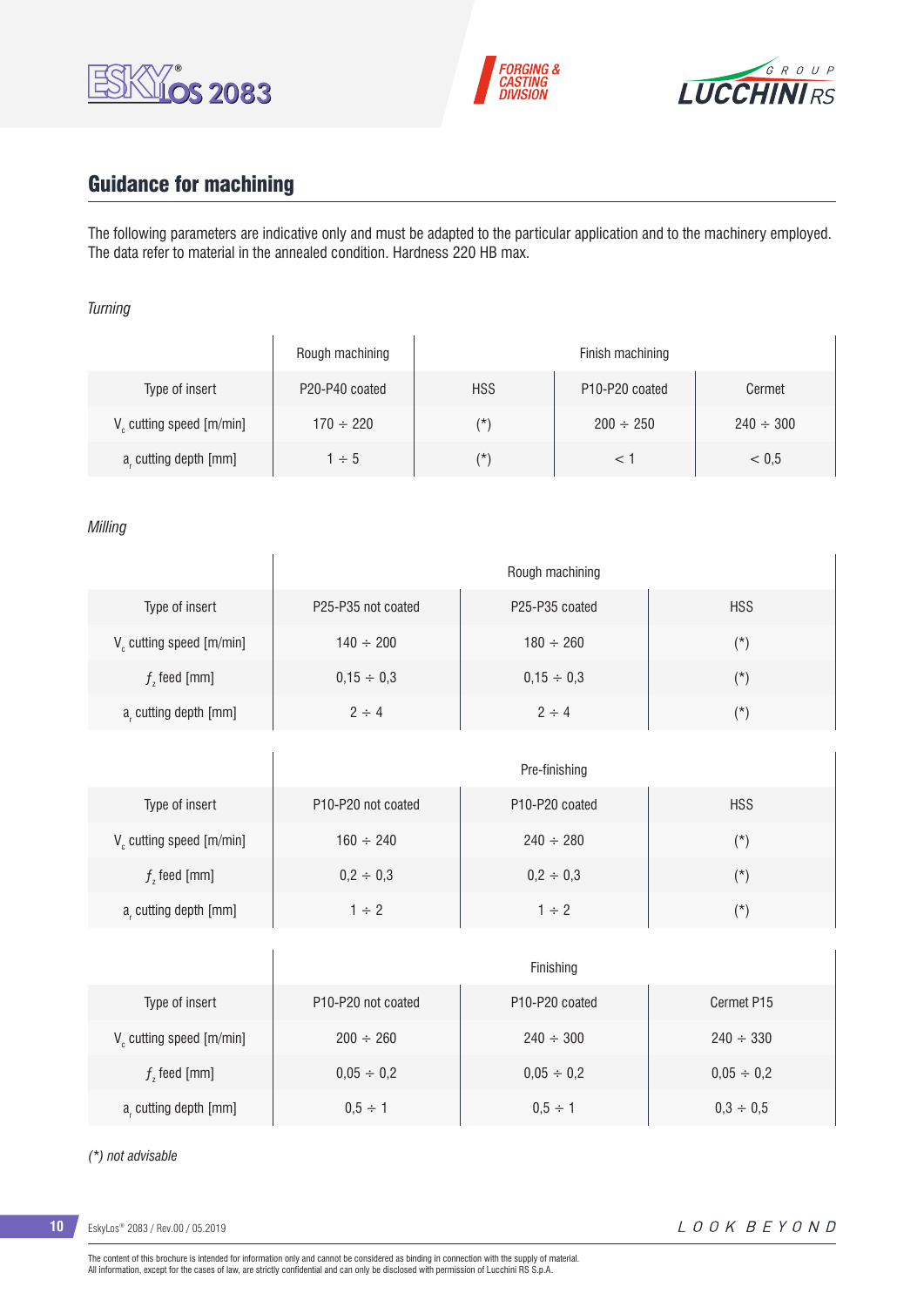## Guidance for machining

The following parameters are indicative only and must be adapted to the particular application and to the machinery employed. The data refer to material in the annealed condition. Hardness 220 HB max.

*Turning*

| | Rough machining | Finish machining | | |
|---|---|---|---|---|
| Type of insert | P20-P40 coated | HSS | P10-P20 coated | Cermet |
| $V_c$ cutting speed [m/min] | 170 ÷ 220 | (*) | 200 ÷ 250 | 240 ÷ 300 |
| $a_r$ cutting depth [mm] | 1 ÷ 5 | (*) | < 1 | < 0,5 |

*Milling*

| | Rough machining | | |
|---|---|---|---|
| Type of insert | P25-P35 not coated | P25-P35 coated | HSS |
| $V_c$ cutting speed [m/min] | 140 ÷ 200 | 180 ÷ 260 | (*) |
| $f_z$ feed [mm] | 0,15 ÷ 0,3 | 0,15 ÷ 0,3 | (*) |
| $a_r$ cutting depth [mm] | 2 ÷ 4 | 2 ÷ 4 | (*) |

| | Pre-finishing | | |
|---|---|---|---|
| Type of insert | P10-P20 not coated | P10-P20 coated | HSS |
| $V_c$ cutting speed [m/min] | 160 ÷ 240 | 240 ÷ 280 | (*) |
| $f_z$ feed [mm] | 0,2 ÷ 0,3 | 0,2 ÷ 0,3 | (*) |
| $a_r$ cutting depth [mm] | 1 ÷ 2 | 1 ÷ 2 | (*) |

| | Finishing | | |
|---|---|---|---|
| Type of insert | P10-P20 not coated | P10-P20 coated | Cermet P15 |
| $V_c$ cutting speed [m/min] | 200 ÷ 260 | 240 ÷ 300 | 240 ÷ 330 |
| $f_z$ feed [mm] | 0,05 ÷ 0,2 | 0,05 ÷ 0,2 | 0,05 ÷ 0,2 |
| $a_r$ cutting depth [mm] | 0,5 ÷ 1 | 0,5 ÷ 1 | 0,3 ÷ 0,5 |

*(*) not advisable*

The content of this brochure is intended for information only and cannot be considered as binding in connection with the supply of material.
All information, except for the cases of law, are strictly confidential and can only be disclosed with permission of Lucchini RS S.p.A.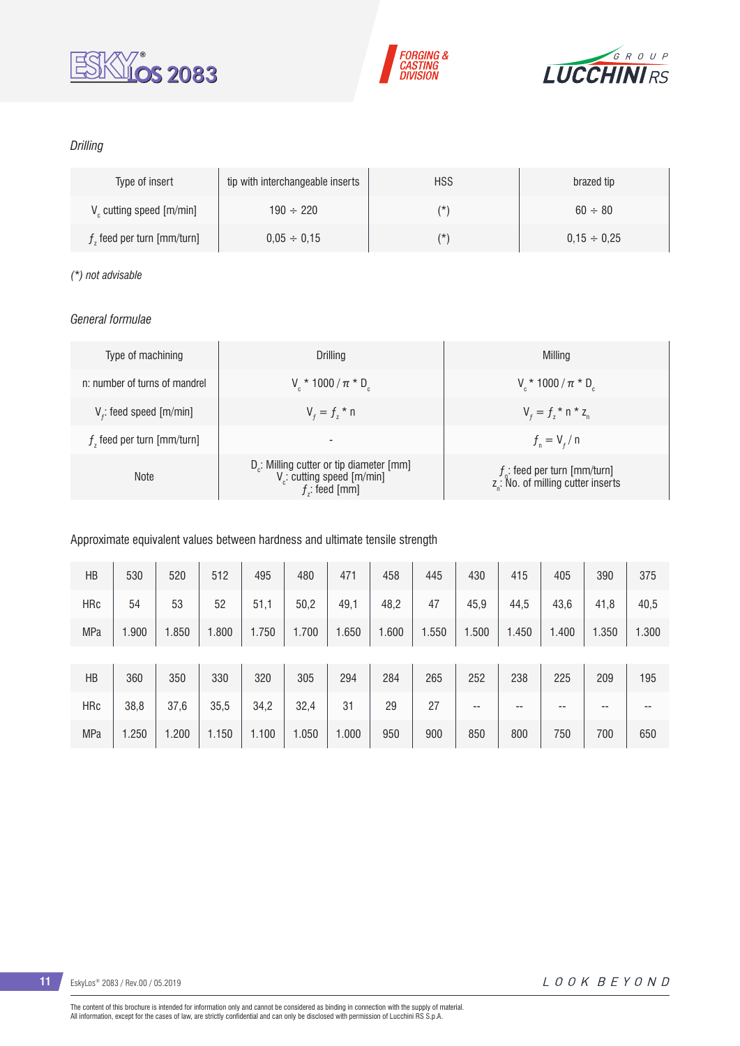*Drilling*

| Type of insert | tip with interchangeable inserts | HSS | brazed tip |
|---|---|---|---|
| $V_c$ cutting speed [m/min] | 190 ÷ 220 | (*) | 60 ÷ 80 |
| $f_z$ feed per turn [mm/turn] | 0,05 ÷ 0,15 | (*) | 0,15 ÷ 0,25 |

*(*) not advisable*

*General formulae*

| Type of machining | Drilling | Milling |
|---|---|---|
| n: number of turns of mandrel | $V_c * 1000 / \pi * D_c$ | $V_c * 1000 / \pi * D_c$ |
| $V_f$: feed speed [m/min] | $V_f = f_z * n$ | $V_f = f_z * n * z_n$ |
| $f_z$ feed per turn [mm/turn] | - | $f_n = V_f / n$ |
| Note | $D_c$: Milling cutter or tip diameter [mm]<br>$V_c$: cutting speed [m/min]<br>$f_z$: feed [mm] | $f_n$: feed per turn [mm/turn]<br>$z_n$: No. of milling cutter inserts |

Approximate equivalent values between hardness and ultimate tensile strength

| HB | 530 | 520 | 512 | 495 | 480 | 471 | 458 | 445 | 430 | 415 | 405 | 390 | 375 |
|---|---|---|---|---|---|---|---|---|---|---|---|---|---|
| HRc | 54 | 53 | 52 | 51,1 | 50,2 | 49,1 | 48,2 | 47 | 45,9 | 44,5 | 43,6 | 41,8 | 40,5 |
| MPa | 1.900 | 1.850 | 1.800 | 1.750 | 1.700 | 1.650 | 1.600 | 1.550 | 1.500 | 1.450 | 1.400 | 1.350 | 1.300 |
| HB | 360 | 350 | 330 | 320 | 305 | 294 | 284 | 265 | 252 | 238 | 225 | 209 | 195 |
| HRc | 38,8 | 37,6 | 35,5 | 34,2 | 32,4 | 31 | 29 | 27 | -- | -- | -- | -- | -- |
| MPa | 1.250 | 1.200 | 1.150 | 1.100 | 1.050 | 1.000 | 950 | 900 | 850 | 800 | 750 | 700 | 650 |

The content of this brochure is intended for information only and cannot be considered as binding in connection with the supply of material.
All information, except for the cases of law, are strictly confidential and can only be disclosed with permission of Lucchini RS S.p.A.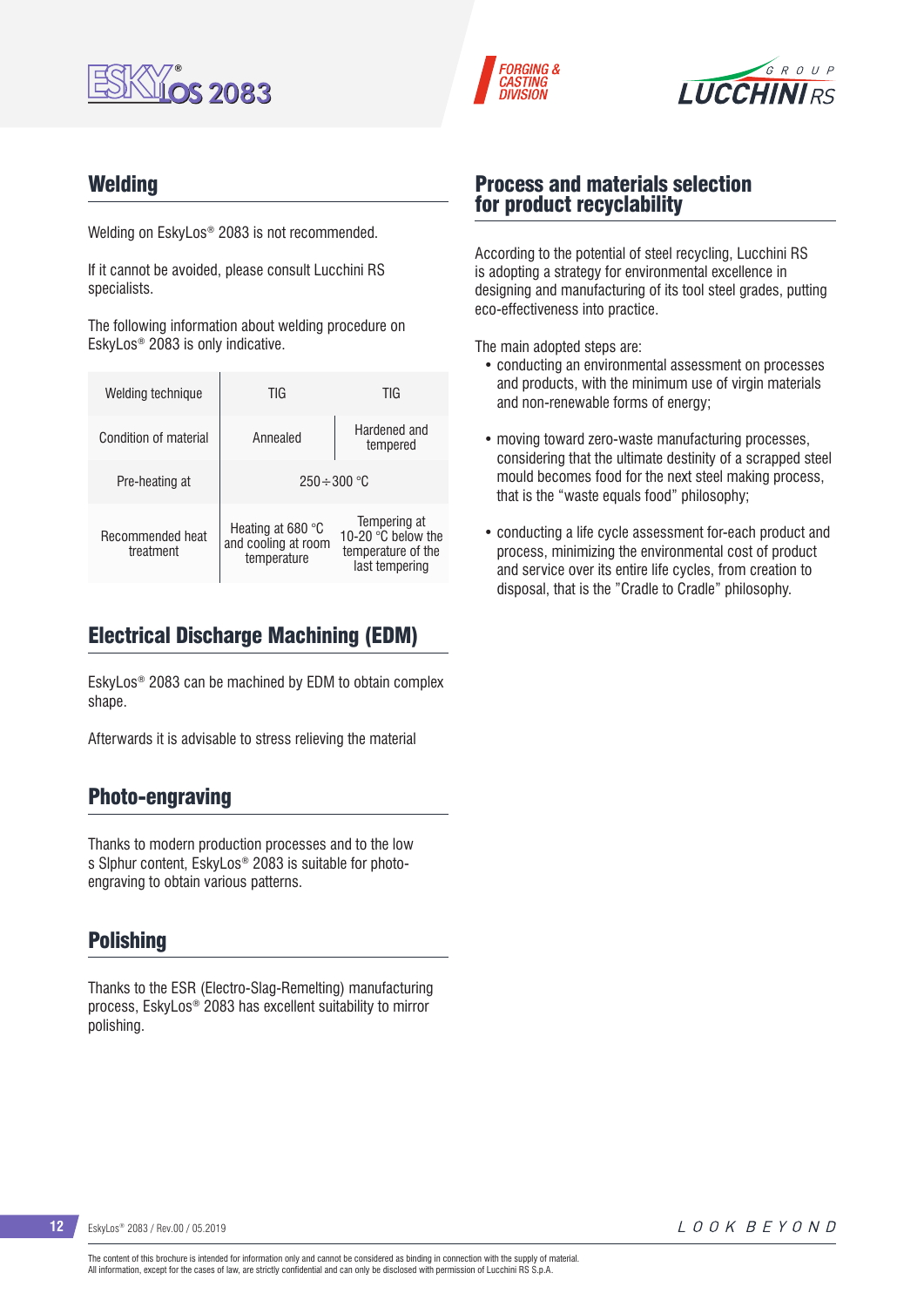## Welding

Welding on EskyLos® 2083 is not recommended.

If it cannot be avoided, please consult Lucchini RS specialists.

The following information about welding procedure on EskyLos® 2083 is only indicative.

| | | |
|---|---|---|
| Welding technique | TIG | TIG |
| Condition of material | Annealed | Hardened and tempered |
| Pre-heating at | 250 ÷ 300 °C | |
| Recommended heat treatment | Heating at 680 °C and cooling at room temperature | Tempering at 10-20 °C below the temperature of the last tempering |

## Electrical Discharge Machining (EDM)

EskyLos® 2083 can be machined by EDM to obtain complex shape.

Afterwards it is advisable to stress relieving the material

## Photo-engraving

Thanks to modern production processes and to the low s Slphur content, EskyLos® 2083 is suitable for photo-engraving to obtain various patterns.

## Polishing

Thanks to the ESR (Electro-Slag-Remelting) manufacturing process, EskyLos® 2083 has excellent suitability to mirror polishing.

## Process and materials selection for product recyclability

According to the potential of steel recycling, Lucchini RS is adopting a strategy for environmental excellence in designing and manufacturing of its tool steel grades, putting eco-effectiveness into practice.

The main adopted steps are:

- conducting an environmental assessment on processes and products, with the minimum use of virgin materials and non-renewable forms of energy;
- moving toward zero-waste manufacturing processes, considering that the ultimate destinity of a scrapped steel mould becomes food for the next steel making process, that is the "waste equals food" philosophy;
- conducting a life cycle assessment for-each product and process, minimizing the environmental cost of product and service over its entire life cycles, from creation to disposal, that is the "Cradle to Cradle" philosophy.

The content of this brochure is intended for information only and cannot be considered as binding in connection with the supply of material.
All information, except for the cases of law, are strictly confidential and can only be disclosed with permission of Lucchini RS S.p.A.